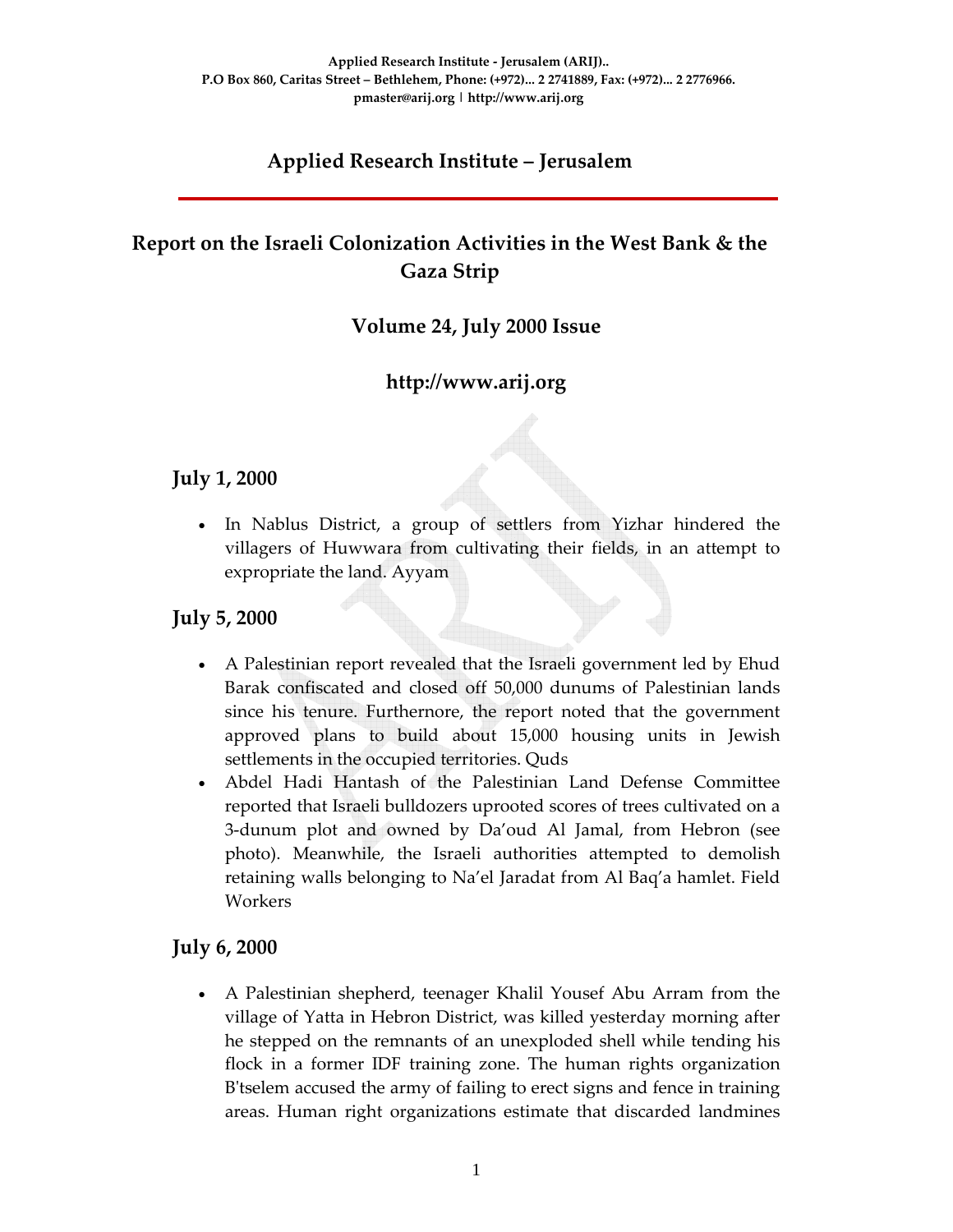Applied Research Institute - Jerusalem (ARIJ)..
P.O Box 860, Caritas Street – Bethlehem, Phone: (+972)... 2 2741889, Fax: (+972)... 2 2776966.
pmaster@arij.org | http://www.arij.org

# Applied Research Institute – Jerusalem

## Report on the Israeli Colonization Activities in the West Bank & the Gaza Strip

### Volume 24, July 2000 Issue

### http://www.arij.org

## July 1, 2000

- In Nablus District, a group of settlers from Yizhar hindered the villagers of Huwwara from cultivating their fields, in an attempt to expropriate the land. Ayyam

## July 5, 2000

- A Palestinian report revealed that the Israeli government led by Ehud Barak confiscated and closed off 50,000 dunums of Palestinian lands since his tenure. Furthernore, the report noted that the government approved plans to build about 15,000 housing units in Jewish settlements in the occupied territories. Quds
- Abdel Hadi Hantash of the Palestinian Land Defense Committee reported that Israeli bulldozers uprooted scores of trees cultivated on a 3-dunum plot and owned by Da'oud Al Jamal, from Hebron (see photo). Meanwhile, the Israeli authorities attempted to demolish retaining walls belonging to Na'el Jaradat from Al Baq'a hamlet. Field Workers

## July 6, 2000

- A Palestinian shepherd, teenager Khalil Yousef Abu Arram from the village of Yatta in Hebron District, was killed yesterday morning after he stepped on the remnants of an unexploded shell while tending his flock in a former IDF training zone. The human rights organization B'tselem accused the army of failing to erect signs and fence in training areas. Human right organizations estimate that discarded landmines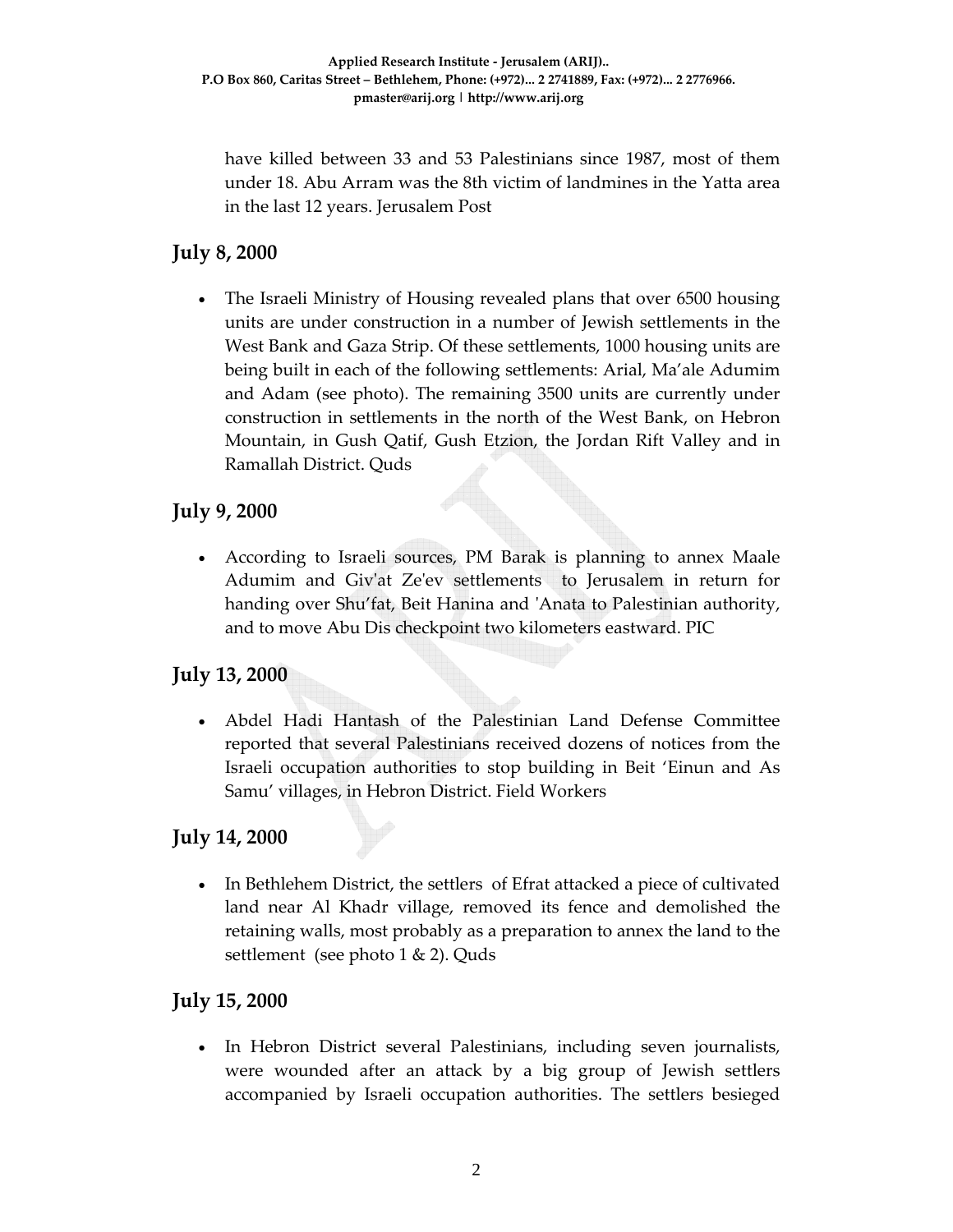have killed between 33 and 53 Palestinians since 1987, most of them under 18. Abu Arram was the 8th victim of landmines in the Yatta area in the last 12 years. Jerusalem Post

## July 8, 2000

- The Israeli Ministry of Housing revealed plans that over 6500 housing units are under construction in a number of Jewish settlements in the West Bank and Gaza Strip. Of these settlements, 1000 housing units are being built in each of the following settlements: Arial, Ma'ale Adumim and Adam (see photo). The remaining 3500 units are currently under construction in settlements in the north of the West Bank, on Hebron Mountain, in Gush Qatif, Gush Etzion, the Jordan Rift Valley and in Ramallah District. Quds

## July 9, 2000

- According to Israeli sources, PM Barak is planning to annex Maale Adumim and Giv'at Ze'ev settlements to Jerusalem in return for handing over Shu'fat, Beit Hanina and 'Anata to Palestinian authority, and to move Abu Dis checkpoint two kilometers eastward. PIC

## July 13, 2000

- Abdel Hadi Hantash of the Palestinian Land Defense Committee reported that several Palestinians received dozens of notices from the Israeli occupation authorities to stop building in Beit 'Einun and As Samu' villages, in Hebron District. Field Workers

## July 14, 2000

- In Bethlehem District, the settlers of Efrat attacked a piece of cultivated land near Al Khadr village, removed its fence and demolished the retaining walls, most probably as a preparation to annex the land to the settlement (see photo 1 & 2). Quds

## July 15, 2000

- In Hebron District several Palestinians, including seven journalists, were wounded after an attack by a big group of Jewish settlers accompanied by Israeli occupation authorities. The settlers besieged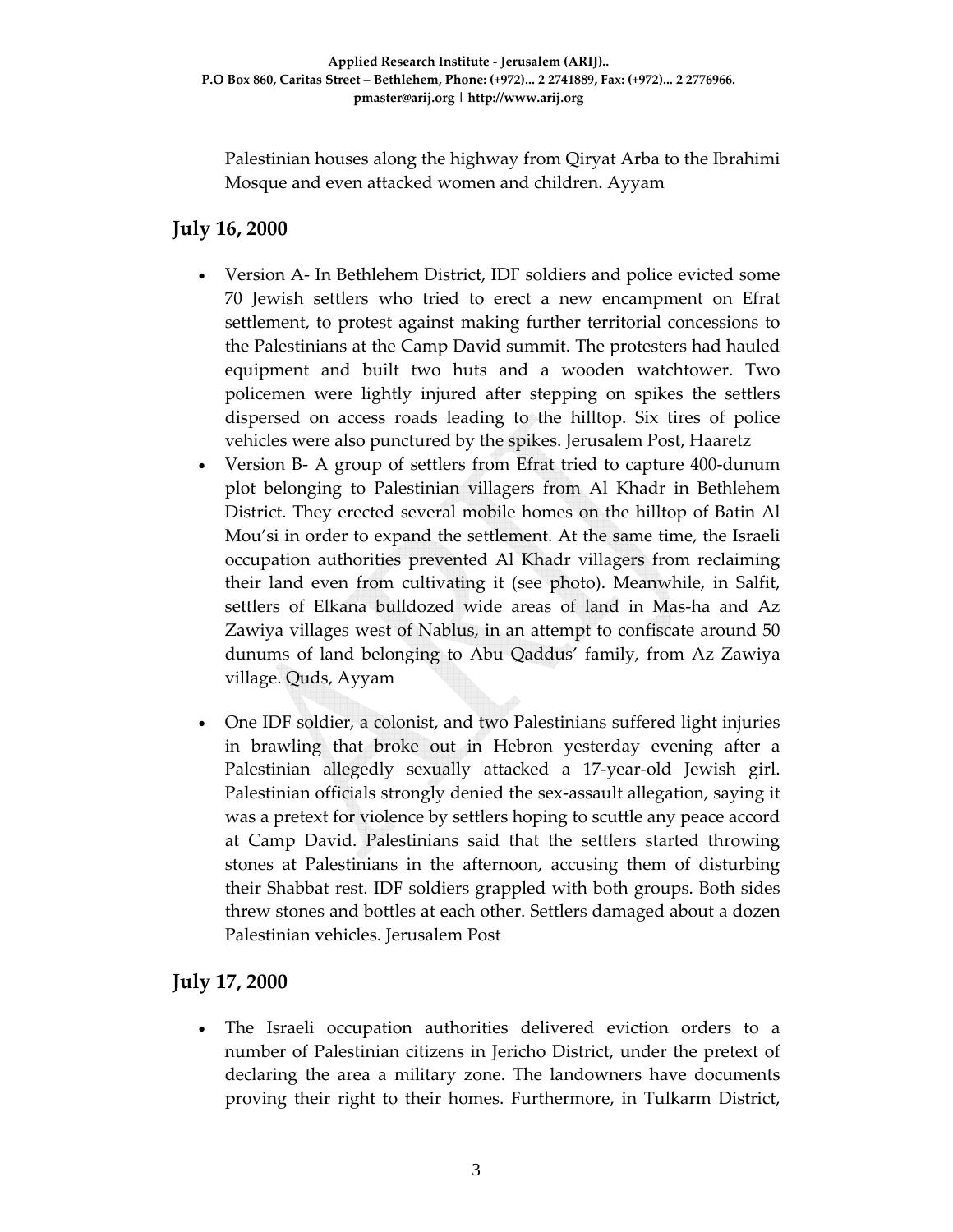Palestinian houses along the highway from Qiryat Arba to the Ibrahimi Mosque and even attacked women and children. Ayyam

## July 16, 2000

- Version A- In Bethlehem District, IDF soldiers and police evicted some 70 Jewish settlers who tried to erect a new encampment on Efrat settlement, to protest against making further territorial concessions to the Palestinians at the Camp David summit. The protesters had hauled equipment and built two huts and a wooden watchtower. Two policemen were lightly injured after stepping on spikes the settlers dispersed on access roads leading to the hilltop. Six tires of police vehicles were also punctured by the spikes. Jerusalem Post, Haaretz
- Version B- A group of settlers from Efrat tried to capture 400-dunum plot belonging to Palestinian villagers from Al Khadr in Bethlehem District. They erected several mobile homes on the hilltop of Batin Al Mou'si in order to expand the settlement. At the same time, the Israeli occupation authorities prevented Al Khadr villagers from reclaiming their land even from cultivating it (see photo). Meanwhile, in Salfit, settlers of Elkana bulldozed wide areas of land in Mas-ha and Az Zawiya villages west of Nablus, in an attempt to confiscate around 50 dunums of land belonging to Abu Qaddus' family, from Az Zawiya village. Quds, Ayyam
- One IDF soldier, a colonist, and two Palestinians suffered light injuries in brawling that broke out in Hebron yesterday evening after a Palestinian allegedly sexually attacked a 17-year-old Jewish girl. Palestinian officials strongly denied the sex-assault allegation, saying it was a pretext for violence by settlers hoping to scuttle any peace accord at Camp David. Palestinians said that the settlers started throwing stones at Palestinians in the afternoon, accusing them of disturbing their Shabbat rest. IDF soldiers grappled with both groups. Both sides threw stones and bottles at each other. Settlers damaged about a dozen Palestinian vehicles. Jerusalem Post

## July 17, 2000

- The Israeli occupation authorities delivered eviction orders to a number of Palestinian citizens in Jericho District, under the pretext of declaring the area a military zone. The landowners have documents proving their right to their homes. Furthermore, in Tulkarm District,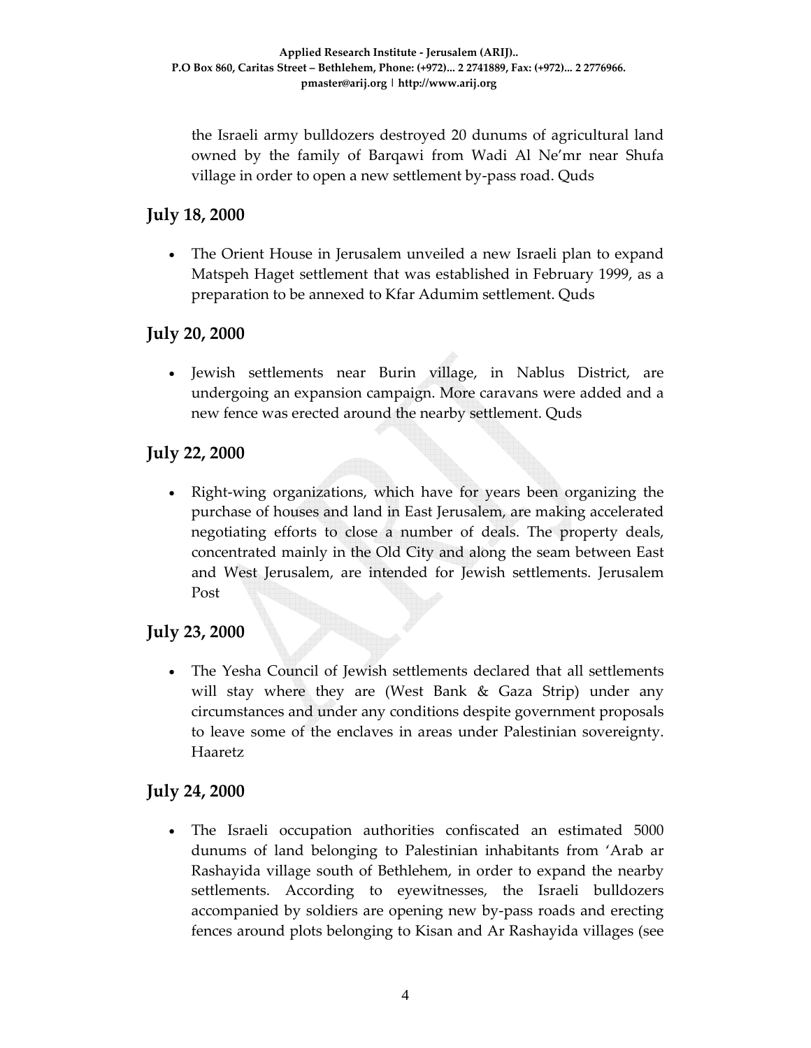the Israeli army bulldozers destroyed 20 dunums of agricultural land owned by the family of Barqawi from Wadi Al Ne'mr near Shufa village in order to open a new settlement by-pass road. Quds

## July 18, 2000

- The Orient House in Jerusalem unveiled a new Israeli plan to expand Matspeh Haget settlement that was established in February 1999, as a preparation to be annexed to Kfar Adumim settlement. Quds

## July 20, 2000

- Jewish settlements near Burin village, in Nablus District, are undergoing an expansion campaign. More caravans were added and a new fence was erected around the nearby settlement. Quds

## July 22, 2000

- Right-wing organizations, which have for years been organizing the purchase of houses and land in East Jerusalem, are making accelerated negotiating efforts to close a number of deals. The property deals, concentrated mainly in the Old City and along the seam between East and West Jerusalem, are intended for Jewish settlements. Jerusalem Post

## July 23, 2000

- The Yesha Council of Jewish settlements declared that all settlements will stay where they are (West Bank & Gaza Strip) under any circumstances and under any conditions despite government proposals to leave some of the enclaves in areas under Palestinian sovereignty. Haaretz

## July 24, 2000

- The Israeli occupation authorities confiscated an estimated 5000 dunums of land belonging to Palestinian inhabitants from 'Arab ar Rashayida village south of Bethlehem, in order to expand the nearby settlements. According to eyewitnesses, the Israeli bulldozers accompanied by soldiers are opening new by-pass roads and erecting fences around plots belonging to Kisan and Ar Rashayida villages (see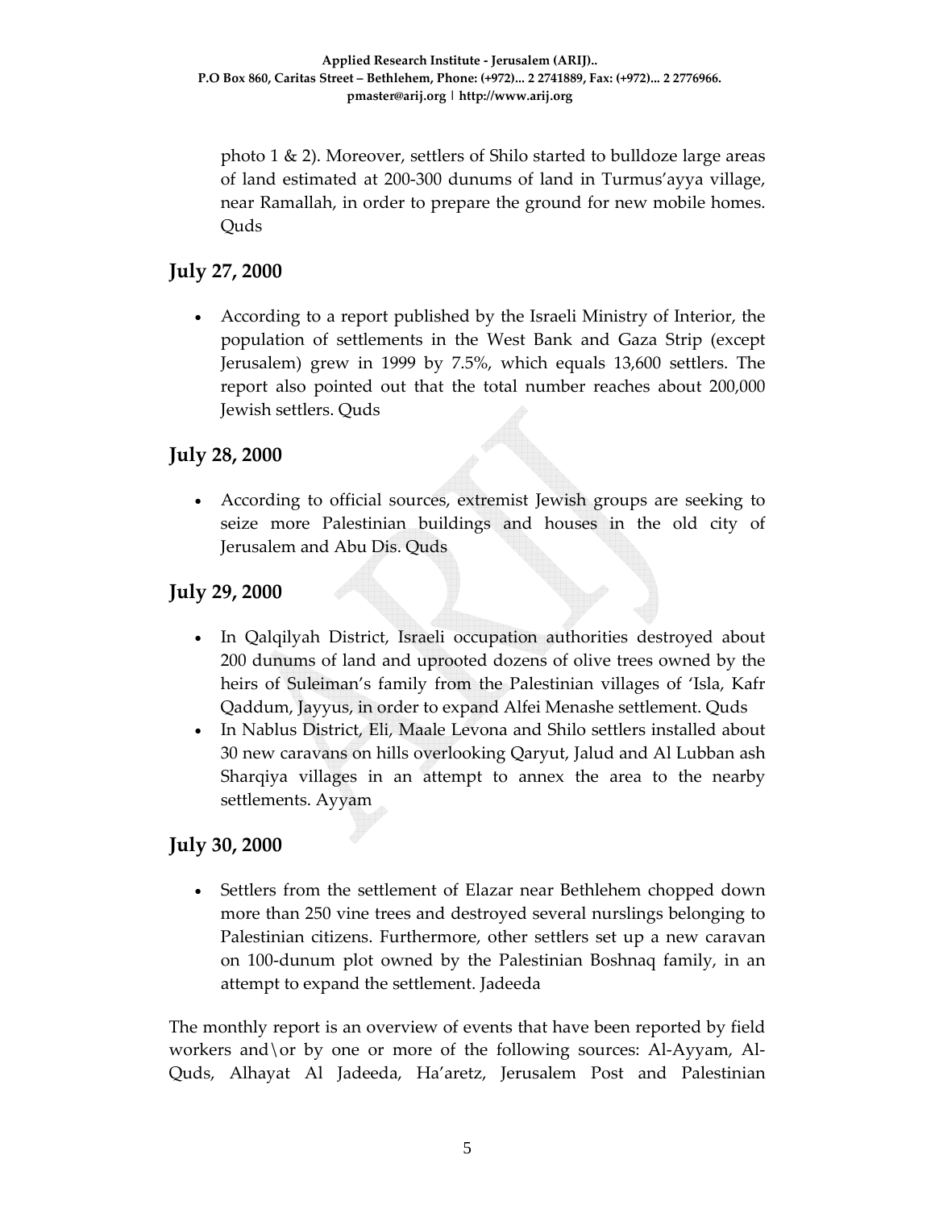photo 1 & 2). Moreover, settlers of Shilo started to bulldoze large areas of land estimated at 200-300 dunums of land in Turmus'ayya village, near Ramallah, in order to prepare the ground for new mobile homes. Quds

## July 27, 2000

- According to a report published by the Israeli Ministry of Interior, the population of settlements in the West Bank and Gaza Strip (except Jerusalem) grew in 1999 by 7.5%, which equals 13,600 settlers. The report also pointed out that the total number reaches about 200,000 Jewish settlers. Quds

## July 28, 2000

- According to official sources, extremist Jewish groups are seeking to seize more Palestinian buildings and houses in the old city of Jerusalem and Abu Dis. Quds

## July 29, 2000

- In Qalqilyah District, Israeli occupation authorities destroyed about 200 dunums of land and uprooted dozens of olive trees owned by the heirs of Suleiman's family from the Palestinian villages of 'Isla, Kafr Qaddum, Jayyus, in order to expand Alfei Menashe settlement. Quds
- In Nablus District, Eli, Maale Levona and Shilo settlers installed about 30 new caravans on hills overlooking Qaryut, Jalud and Al Lubban ash Sharqiya villages in an attempt to annex the area to the nearby settlements. Ayyam

## July 30, 2000

- Settlers from the settlement of Elazar near Bethlehem chopped down more than 250 vine trees and destroyed several nurslings belonging to Palestinian citizens. Furthermore, other settlers set up a new caravan on 100-dunum plot owned by the Palestinian Boshnaq family, in an attempt to expand the settlement. Jadeeda

The monthly report is an overview of events that have been reported by field workers and\or by one or more of the following sources: Al-Ayyam, Al-Quds, Alhayat Al Jadeeda, Ha'aretz, Jerusalem Post and Palestinian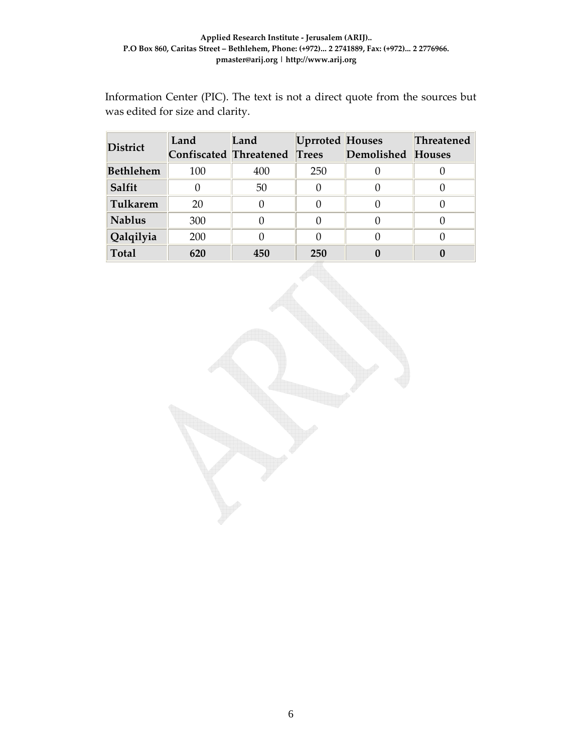Information Center (PIC). The text is not a direct quote from the sources but was edited for size and clarity.

| District | Land Confiscated | Land Threatened | Uprroted Trees | Houses Demolished | Threatened Houses |
|---|---|---|---|---|---|
| **Bethlehem** | 100 | 400 | 250 | 0 | 0 |
| **Salfit** | 0 | 50 | 0 | 0 | 0 |
| **Tulkarem** | 20 | 0 | 0 | 0 | 0 |
| **Nablus** | 300 | 0 | 0 | 0 | 0 |
| **Qalqilyia** | 200 | 0 | 0 | 0 | 0 |
| **Total** | **620** | **450** | **250** | **0** | **0** |